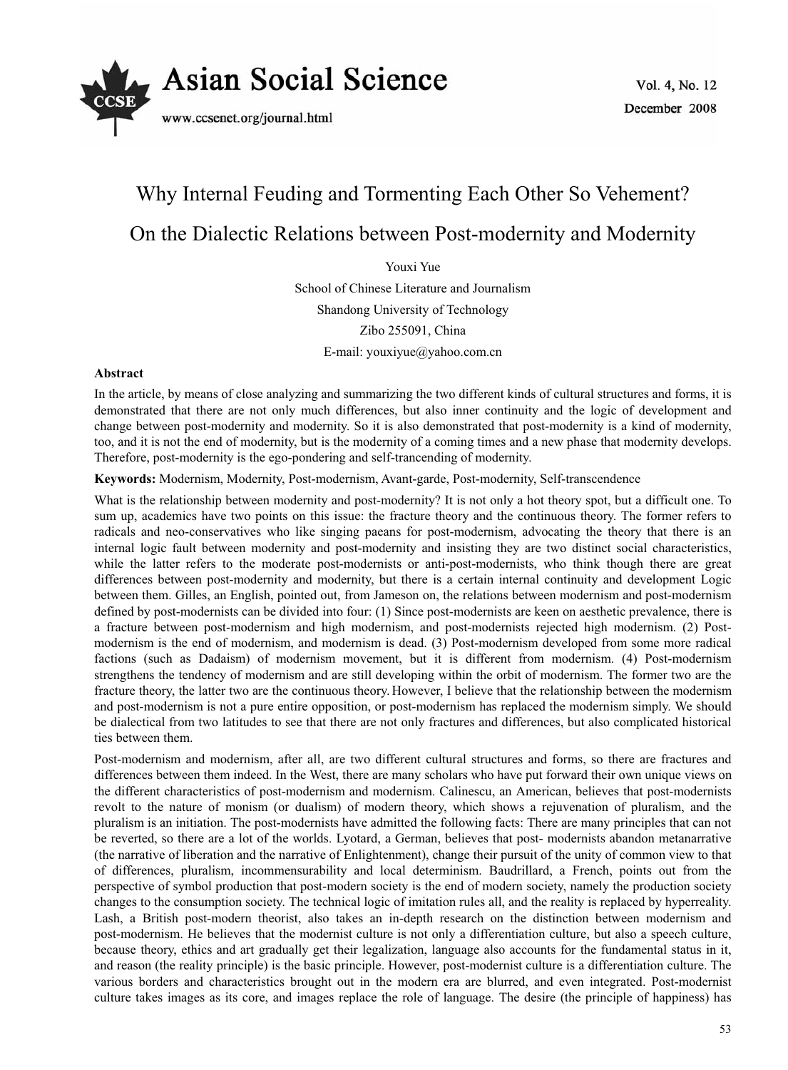# Why Internal Feuding and Tormenting Each Other So Vehement?

## On the Dialectic Relations between Post-modernity and Modernity

Youxi Yue

School of Chinese Literature and Journalism

Shandong University of Technology

Zibo 255091, China

E-mail: youxiyue@yahoo.com.cn

**Abstract**

In the article, by means of close analyzing and summarizing the two different kinds of cultural structures and forms, it is demonstrated that there are not only much differences, but also inner continuity and the logic of development and change between post-modernity and modernity. So it is also demonstrated that post-modernity is a kind of modernity, too, and it is not the end of modernity, but is the modernity of a coming times and a new phase that modernity develops. Therefore, post-modernity is the ego-pondering and self-trancending of modernity.

**Keywords:** Modernism, Modernity, Post-modernism, Avant-garde, Post-modernity, Self-transcendence

What is the relationship between modernity and post-modernity? It is not only a hot theory spot, but a difficult one. To sum up, academics have two points on this issue: the fracture theory and the continuous theory. The former refers to radicals and neo-conservatives who like singing paeans for post-modernism, advocating the theory that there is an internal logic fault between modernity and post-modernity and insisting they are two distinct social characteristics, while the latter refers to the moderate post-modernists or anti-post-modernists, who think though there are great differences between post-modernity and modernity, but there is a certain internal continuity and development Logic between them. Gilles, an English, pointed out, from Jameson on, the relations between modernism and post-modernism defined by post-modernists can be divided into four: (1) Since post-modernists are keen on aesthetic prevalence, there is a fracture between post-modernism and high modernism, and post-modernists rejected high modernism. (2) Post-modernism is the end of modernism, and modernism is dead. (3) Post-modernism developed from some more radical factions (such as Dadaism) of modernism movement, but it is different from modernism. (4) Post-modernism strengthens the tendency of modernism and are still developing within the orbit of modernism. The former two are the fracture theory, the latter two are the continuous theory. However, I believe that the relationship between the modernism and post-modernism is not a pure entire opposition, or post-modernism has replaced the modernism simply. We should be dialectical from two latitudes to see that there are not only fractures and differences, but also complicated historical ties between them.

Post-modernism and modernism, after all, are two different cultural structures and forms, so there are fractures and differences between them indeed. In the West, there are many scholars who have put forward their own unique views on the different characteristics of post-modernism and modernism. Calinescu, an American, believes that post-modernists revolt to the nature of monism (or dualism) of modern theory, which shows a rejuvenation of pluralism, and the pluralism is an initiation. The post-modernists have admitted the following facts: There are many principles that can not be reverted, so there are a lot of the worlds. Lyotard, a German, believes that post- modernists abandon metanarrative (the narrative of liberation and the narrative of Enlightenment), change their pursuit of the unity of common view to that of differences, pluralism, incommensurability and local determinism. Baudrillard, a French, points out from the perspective of symbol production that post-modern society is the end of modern society, namely the production society changes to the consumption society. The technical logic of imitation rules all, and the reality is replaced by hyperreality. Lash, a British post-modern theorist, also takes an in-depth research on the distinction between modernism and post-modernism. He believes that the modernist culture is not only a differentiation culture, but also a speech culture, because theory, ethics and art gradually get their legalization, language also accounts for the fundamental status in it, and reason (the reality principle) is the basic principle. However, post-modernist culture is a differentiation culture. The various borders and characteristics brought out in the modern era are blurred, and even integrated. Post-modernist culture takes images as its core, and images replace the role of language. The desire (the principle of happiness) has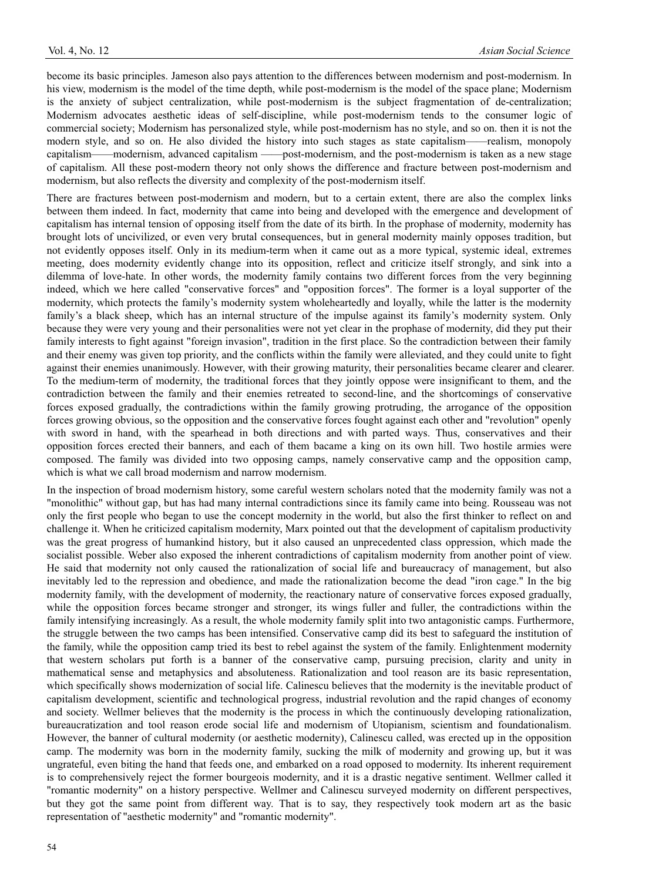become its basic principles. Jameson also pays attention to the differences between modernism and post-modernism. In his view, modernism is the model of the time depth, while post-modernism is the model of the space plane; Modernism is the anxiety of subject centralization, while post-modernism is the subject fragmentation of de-centralization; Modernism advocates aesthetic ideas of self-discipline, while post-modernism tends to the consumer logic of commercial society; Modernism has personalized style, while post-modernism has no style, and so on. then it is not the modern style, and so on. He also divided the history into such stages as state capitalism——realism, monopoly capitalism——modernism, advanced capitalism ——post-modernism, and the post-modernism is taken as a new stage of capitalism. All these post-modern theory not only shows the difference and fracture between post-modernism and modernism, but also reflects the diversity and complexity of the post-modernism itself.

There are fractures between post-modernism and modern, but to a certain extent, there are also the complex links between them indeed. In fact, modernity that came into being and developed with the emergence and development of capitalism has internal tension of opposing itself from the date of its birth. In the prophase of modernity, modernity has brought lots of uncivilized, or even very brutal consequences, but in general modernity mainly opposes tradition, but not evidently opposes itself. Only in its medium-term when it came out as a more typical, systemic ideal, extremes meeting, does modernity evidently change into its opposition, reflect and criticize itself strongly, and sink into a dilemma of love-hate. In other words, the modernity family contains two different forces from the very beginning indeed, which we here called "conservative forces" and "opposition forces". The former is a loyal supporter of the modernity, which protects the family's modernity system wholeheartedly and loyally, while the latter is the modernity family's a black sheep, which has an internal structure of the impulse against its family's modernity system. Only because they were very young and their personalities were not yet clear in the prophase of modernity, did they put their family interests to fight against "foreign invasion", tradition in the first place. So the contradiction between their family and their enemy was given top priority, and the conflicts within the family were alleviated, and they could unite to fight against their enemies unanimously. However, with their growing maturity, their personalities became clearer and clearer. To the medium-term of modernity, the traditional forces that they jointly oppose were insignificant to them, and the contradiction between the family and their enemies retreated to second-line, and the shortcomings of conservative forces exposed gradually, the contradictions within the family growing protruding, the arrogance of the opposition forces growing obvious, so the opposition and the conservative forces fought against each other and "revolution" openly with sword in hand, with the spearhead in both directions and with parted ways. Thus, conservatives and their opposition forces erected their banners, and each of them bacame a king on its own hill. Two hostile armies were composed. The family was divided into two opposing camps, namely conservative camp and the opposition camp, which is what we call broad modernism and narrow modernism.

In the inspection of broad modernism history, some careful western scholars noted that the modernity family was not a "monolithic" without gap, but has had many internal contradictions since its family came into being. Rousseau was not only the first people who began to use the concept modernity in the world, but also the first thinker to reflect on and challenge it. When he criticized capitalism modernity, Marx pointed out that the development of capitalism productivity was the great progress of humankind history, but it also caused an unprecedented class oppression, which made the socialist possible. Weber also exposed the inherent contradictions of capitalism modernity from another point of view. He said that modernity not only caused the rationalization of social life and bureaucracy of management, but also inevitably led to the repression and obedience, and made the rationalization become the dead "iron cage." In the big modernity family, with the development of modernity, the reactionary nature of conservative forces exposed gradually, while the opposition forces became stronger and stronger, its wings fuller and fuller, the contradictions within the family intensifying increasingly. As a result, the whole modernity family split into two antagonistic camps. Furthermore, the struggle between the two camps has been intensified. Conservative camp did its best to safeguard the institution of the family, while the opposition camp tried its best to rebel against the system of the family. Enlightenment modernity that western scholars put forth is a banner of the conservative camp, pursuing precision, clarity and unity in mathematical sense and metaphysics and absoluteness. Rationalization and tool reason are its basic representation, which specifically shows modernization of social life. Calinescu believes that the modernity is the inevitable product of capitalism development, scientific and technological progress, industrial revolution and the rapid changes of economy and society. Wellmer believes that the modernity is the process in which the continuously developing rationalization, bureaucratization and tool reason erode social life and modernism of Utopianism, scientism and foundationalism. However, the banner of cultural modernity (or aesthetic modernity), Calinescu called, was erected up in the opposition camp. The modernity was born in the modernity family, sucking the milk of modernity and growing up, but it was ungrateful, even biting the hand that feeds one, and embarked on a road opposed to modernity. Its inherent requirement is to comprehensively reject the former bourgeois modernity, and it is a drastic negative sentiment. Wellmer called it "romantic modernity" on a history perspective. Wellmer and Calinescu surveyed modernity on different perspectives, but they got the same point from different way. That is to say, they respectively took modern art as the basic representation of "aesthetic modernity" and "romantic modernity".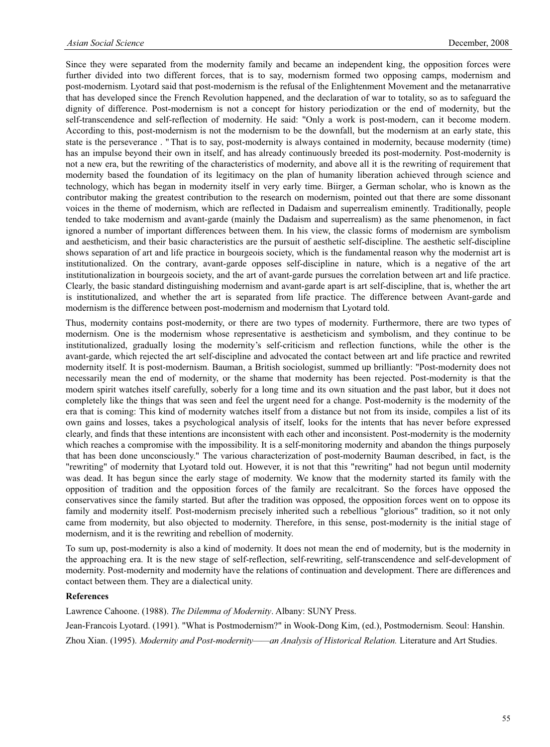Since they were separated from the modernity family and became an independent king, the opposition forces were further divided into two different forces, that is to say, modernism formed two opposing camps, modernism and post-modernism. Lyotard said that post-modernism is the refusal of the Enlightenment Movement and the metanarrative that has developed since the French Revolution happened, and the declaration of war to totality, so as to safeguard the dignity of difference. Post-modernism is not a concept for history periodization or the end of modernity, but the self-transcendence and self-reflection of modernity. He said: "Only a work is post-modern, can it become modern. According to this, post-modernism is not the modernism to be the downfall, but the modernism at an early state, this state is the perseverance . " That is to say, post-modernity is always contained in modernity, because modernity (time) has an impulse beyond their own in itself, and has already continuously breeded its post-modernity. Post-modernity is not a new era, but the rewriting of the characteristics of modernity, and above all it is the rewriting of requirement that modernity based the foundation of its legitimacy on the plan of humanity liberation achieved through science and technology, which has began in modernity itself in very early time. Biirger, a German scholar, who is known as the contributor making the greatest contribution to the research on modernism, pointed out that there are some dissonant voices in the theme of modernism, which are reflected in Dadaism and superrealism eminently. Traditionally, people tended to take modernism and avant-garde (mainly the Dadaism and superrealism) as the same phenomenon, in fact ignored a number of important differences between them. In his view, the classic forms of modernism are symbolism and aestheticism, and their basic characteristics are the pursuit of aesthetic self-discipline. The aesthetic self-discipline shows separation of art and life practice in bourgeois society, which is the fundamental reason why the modernist art is institutionalized. On the contrary, avant-garde opposes self-discipline in nature, which is a negative of the art institutionalization in bourgeois society, and the art of avant-garde pursues the correlation between art and life practice. Clearly, the basic standard distinguishing modernism and avant-garde apart is art self-discipline, that is, whether the art is institutionalized, and whether the art is separated from life practice. The difference between Avant-garde and modernism is the difference between post-modernism and modernism that Lyotard told.

Thus, modernity contains post-modernity, or there are two types of modernity. Furthermore, there are two types of modernism. One is the modernism whose representative is aestheticism and symbolism, and they continue to be institutionalized, gradually losing the modernity's self-criticism and reflection functions, while the other is the avant-garde, which rejected the art self-discipline and advocated the contact between art and life practice and rewrited modernity itself. It is post-modernism. Bauman, a British sociologist, summed up brilliantly: "Post-modernity does not necessarily mean the end of modernity, or the shame that modernity has been rejected. Post-modernity is that the modern spirit watches itself carefully, soberly for a long time and its own situation and the past labor, but it does not completely like the things that was seen and feel the urgent need for a change. Post-modernity is the modernity of the era that is coming: This kind of modernity watches itself from a distance but not from its inside, compiles a list of its own gains and losses, takes a psychological analysis of itself, looks for the intents that has never before expressed clearly, and finds that these intentions are inconsistent with each other and inconsistent. Post-modernity is the modernity which reaches a compromise with the impossibility. It is a self-monitoring modernity and abandon the things purposely that has been done unconsciously." The various characterization of post-modernity Bauman described, in fact, is the "rewriting" of modernity that Lyotard told out. However, it is not that this "rewriting" had not begun until modernity was dead. It has begun since the early stage of modernity. We know that the modernity started its family with the opposition of tradition and the opposition forces of the family are recalcitrant. So the forces have opposed the conservatives since the family started. But after the tradition was opposed, the opposition forces went on to oppose its family and modernity itself. Post-modernism precisely inherited such a rebellious "glorious" tradition, so it not only came from modernity, but also objected to modernity. Therefore, in this sense, post-modernity is the initial stage of modernism, and it is the rewriting and rebellion of modernity.

To sum up, post-modernity is also a kind of modernity. It does not mean the end of modernity, but is the modernity in the approaching era. It is the new stage of self-reflection, self-rewriting, self-transcendence and self-development of modernity. Post-modernity and modernity have the relations of continuation and development. There are differences and contact between them. They are a dialectical unity.

**References**

Lawrence Cahoone. (1988). *The Dilemma of Modernity*. Albany: SUNY Press.

Jean-Francois Lyotard. (1991). "What is Postmodernism?" in Wook-Dong Kim, (ed.), Postmodernism. Seoul: Hanshin.

Zhou Xian. (1995). *Modernity and Post-modernity——an Analysis of Historical Relation.* Literature and Art Studies.